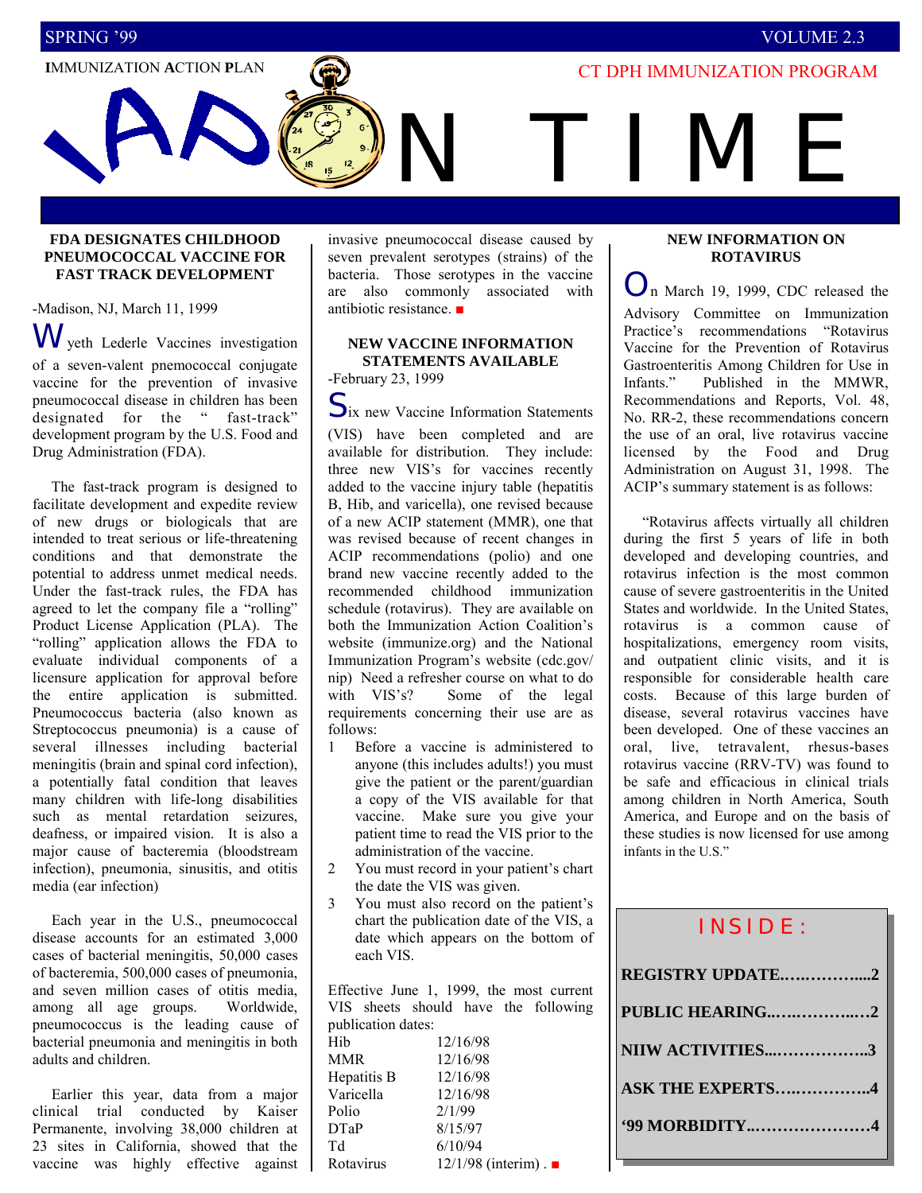SPRING '99 VOLUME 2.3

IMMUNIZATION ACTION PLAN

CT DPH IMMUNIZATION PROGRAM

# IAP ON TIME

### FDA DESIGNATES CHILDHOOD PNEUMOCOCCAL VACCINE FOR FAST TRACK DEVELOPMENT

-Madison, NJ, March 11, 1999

Wyeth Lederle Vaccines investigation of a seven-valent pnemococcal conjugate vaccine for the prevention of invasive pneumococcal disease in children has been designated for the " fast-track" development program by the U.S. Food and Drug Administration (FDA).

The fast-track program is designed to facilitate development and expedite review of new drugs or biologicals that are intended to treat serious or life-threatening conditions and that demonstrate the potential to address unmet medical needs. Under the fast-track rules, the FDA has agreed to let the company file a "rolling" Product License Application (PLA). The "rolling" application allows the FDA to evaluate individual components of a licensure application for approval before the entire application is submitted. Pneumococcus bacteria (also known as Streptococcus pneumonia) is a cause of several illnesses including bacterial meningitis (brain and spinal cord infection), a potentially fatal condition that leaves many children with life-long disabilities such as mental retardation seizures, deafness, or impaired vision. It is also a major cause of bacteremia (bloodstream infection), pneumonia, sinusitis, and otitis media (ear infection)

Each year in the U.S., pneumococcal disease accounts for an estimated 3,000 cases of bacterial meningitis, 50,000 cases of bacteremia, 500,000 cases of pneumonia, and seven million cases of otitis media, among all age groups. Worldwide, pneumococcus is the leading cause of bacterial pneumonia and meningitis in both adults and children.

Earlier this year, data from a major clinical trial conducted by Kaiser Permanente, involving 38,000 children at 23 sites in California, showed that the vaccine was highly effective against invasive pneumococcal disease caused by seven prevalent serotypes (strains) of the bacteria. Those serotypes in the vaccine are also commonly associated with antibiotic resistance. ■

### NEW VACCINE INFORMATION STATEMENTS AVAILABLE

-February 23, 1999

Six new Vaccine Information Statements (VIS) have been completed and are available for distribution. They include: three new VIS's for vaccines recently added to the vaccine injury table (hepatitis B, Hib, and varicella), one revised because of a new ACIP statement (MMR), one that was revised because of recent changes in ACIP recommendations (polio) and one brand new vaccine recently added to the recommended childhood immunization schedule (rotavirus). They are available on both the Immunization Action Coalition's website (immunize.org) and the National Immunization Program's website (cdc.gov/nip) Need a refresher course on what to do with VIS's? Some of the legal requirements concerning their use are as follows:

1. Before a vaccine is administered to anyone (this includes adults!) you must give the patient or the parent/guardian a copy of the VIS available for that vaccine. Make sure you give your patient time to read the VIS prior to the administration of the vaccine.
2. You must record in your patient's chart the date the VIS was given.
3. You must also record on the patient's chart the publication date of the VIS, a date which appears on the bottom of each VIS.

Effective June 1, 1999, the most current VIS sheets should have the following publication dates:

| | |
|---|---|
| Hib | 12/16/98 |
| MMR | 12/16/98 |
| Hepatitis B | 12/16/98 |
| Varicella | 12/16/98 |
| Polio | 2/1/99 |
| DTaP | 8/15/97 |
| Td | 6/10/94 |
| Rotavirus | 12/1/98 (interim) . ■ |

### NEW INFORMATION ON ROTAVIRUS

On March 19, 1999, CDC released the Advisory Committee on Immunization Practice's recommendations "Rotavirus Vaccine for the Prevention of Rotavirus Gastroenteritis Among Children for Use in Infants." Published in the MMWR, Recommendations and Reports, Vol. 48, No. RR-2, these recommendations concern the use of an oral, live rotavirus vaccine licensed by the Food and Drug Administration on August 31, 1998. The ACIP's summary statement is as follows:

"Rotavirus affects virtually all children during the first 5 years of life in both developed and developing countries, and rotavirus infection is the most common cause of severe gastroenteritis in the United States and worldwide. In the United States, rotavirus is a common cause of hospitalizations, emergency room visits, and outpatient clinic visits, and it is responsible for considerable health care costs. Because of this large burden of disease, several rotavirus vaccines have been developed. One of these vaccines an oral, live, tetravalent, rhesus-bases rotavirus vaccine (RRV-TV) was found to be safe and efficacious in clinical trials among children in North America, South America, and Europe and on the basis of these studies is now licensed for use among infants in the U.S."

**INSIDE:**

| | |
|---|---|
| **REGISTRY UPDATE** | **2** |
| **PUBLIC HEARING** | **2** |
| **NIIW ACTIVITIES** | **3** |
| **ASK THE EXPERTS** | **4** |
| **'99 MORBIDITY** | **4** |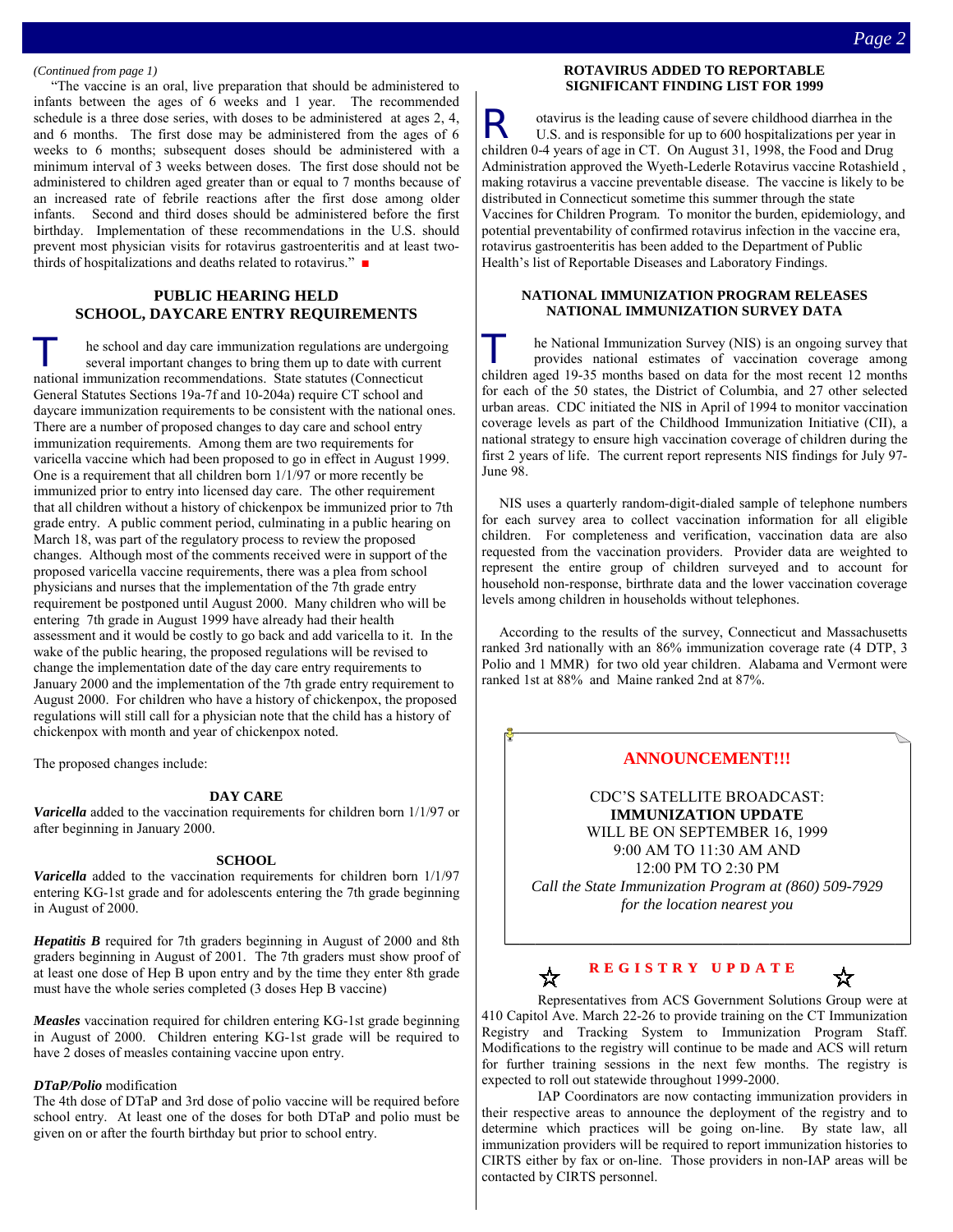*(Continued from page 1)*

"The vaccine is an oral, live preparation that should be administered to infants between the ages of 6 weeks and 1 year. The recommended schedule is a three dose series, with doses to be administered at ages 2, 4, and 6 months. The first dose may be administered from the ages of 6 weeks to 6 months; subsequent doses should be administered with a minimum interval of 3 weeks between doses. The first dose should not be administered to children aged greater than or equal to 7 months because of an increased rate of febrile reactions after the first dose among older infants. Second and third doses should be administered before the first birthday. Implementation of these recommendations in the U.S. should prevent most physician visits for rotavirus gastroenteritis and at least two-thirds of hospitalizations and deaths related to rotavirus." ■

## PUBLIC HEARING HELD SCHOOL, DAYCARE ENTRY REQUIREMENTS

The school and day care immunization regulations are undergoing several important changes to bring them up to date with current national immunization recommendations. State statutes (Connecticut General Statutes Sections 19a-7f and 10-204a) require CT school and daycare immunization requirements to be consistent with the national ones. There are a number of proposed changes to day care and school entry immunization requirements. Among them are two requirements for varicella vaccine which had been proposed to go in effect in August 1999. One is a requirement that all children born 1/1/97 or more recently be immunized prior to entry into licensed day care. The other requirement that all children without a history of chickenpox be immunized prior to 7th grade entry. A public comment period, culminating in a public hearing on March 18, was part of the regulatory process to review the proposed changes. Although most of the comments received were in support of the proposed varicella vaccine requirements, there was a plea from school physicians and nurses that the implementation of the 7th grade entry requirement be postponed until August 2000. Many children who will be entering 7th grade in August 1999 have already had their health assessment and it would be costly to go back and add varicella to it. In the wake of the public hearing, the proposed regulations will be revised to change the implementation date of the day care entry requirements to January 2000 and the implementation of the 7th grade entry requirement to August 2000. For children who have a history of chickenpox, the proposed regulations will still call for a physician note that the child has a history of chickenpox with month and year of chickenpox noted.

The proposed changes include:

**DAY CARE**

***Varicella*** added to the vaccination requirements for children born 1/1/97 or after beginning in January 2000.

**SCHOOL**

***Varicella*** added to the vaccination requirements for children born 1/1/97 entering KG-1st grade and for adolescents entering the 7th grade beginning in August of 2000.

***Hepatitis B*** required for 7th graders beginning in August of 2000 and 8th graders beginning in August of 2001. The 7th graders must show proof of at least one dose of Hep B upon entry and by the time they enter 8th grade must have the whole series completed (3 doses Hep B vaccine)

***Measles*** vaccination required for children entering KG-1st grade beginning in August of 2000. Children entering KG-1st grade will be required to have 2 doses of measles containing vaccine upon entry.

***DTaP/Polio*** modification

The 4th dose of DTaP and 3rd dose of polio vaccine will be required before school entry. At least one of the doses for both DTaP and polio must be given on or after the fourth birthday but prior to school entry.

## ROTAVIRUS ADDED TO REPORTABLE SIGNIFICANT FINDING LIST FOR 1999

Rotavirus is the leading cause of severe childhood diarrhea in the U.S. and is responsible for up to 600 hospitalizations per year in children 0-4 years of age in CT. On August 31, 1998, the Food and Drug Administration approved the Wyeth-Lederle Rotavirus vaccine Rotashield , making rotavirus a vaccine preventable disease. The vaccine is likely to be distributed in Connecticut sometime this summer through the state Vaccines for Children Program. To monitor the burden, epidemiology, and potential preventability of confirmed rotavirus infection in the vaccine era, rotavirus gastroenteritis has been added to the Department of Public Health's list of Reportable Diseases and Laboratory Findings.

## NATIONAL IMMUNIZATION PROGRAM RELEASES NATIONAL IMMUNIZATION SURVEY DATA

The National Immunization Survey (NIS) is an ongoing survey that provides national estimates of vaccination coverage among children aged 19-35 months based on data for the most recent 12 months for each of the 50 states, the District of Columbia, and 27 other selected urban areas. CDC initiated the NIS in April of 1994 to monitor vaccination coverage levels as part of the Childhood Immunization Initiative (CII), a national strategy to ensure high vaccination coverage of children during the first 2 years of life. The current report represents NIS findings for July 97-June 98.

NIS uses a quarterly random-digit-dialed sample of telephone numbers for each survey area to collect vaccination information for all eligible children. For completeness and verification, vaccination data are also requested from the vaccination providers. Provider data are weighted to represent the entire group of children surveyed and to account for household non-response, birthrate data and the lower vaccination coverage levels among children in households without telephones.

According to the results of the survey, Connecticut and Massachusetts ranked 3rd nationally with an 86% immunization coverage rate (4 DTP, 3 Polio and 1 MMR) for two old year children. Alabama and Vermont were ranked 1st at 88% and Maine ranked 2nd at 87%.

## ANNOUNCEMENT!!!

CDC'S SATELLITE BROADCAST:
**IMMUNIZATION UPDATE**
WILL BE ON SEPTEMBER 16, 1999
9:00 AM TO 11:30 AM AND
12:00 PM TO 2:30 PM

*Call the State Immunization Program at (860) 509-7929 for the location nearest you*

## ☆ REGISTRY UPDATE ☆

Representatives from ACS Government Solutions Group were at 410 Capitol Ave. March 22-26 to provide training on the CT Immunization Registry and Tracking System to Immunization Program Staff. Modifications to the registry will continue to be made and ACS will return for further training sessions in the next few months. The registry is expected to roll out statewide throughout 1999-2000.

IAP Coordinators are now contacting immunization providers in their respective areas to announce the deployment of the registry and to determine which practices will be going on-line. By state law, all immunization providers will be required to report immunization histories to CIRTS either by fax or on-line. Those providers in non-IAP areas will be contacted by CIRTS personnel.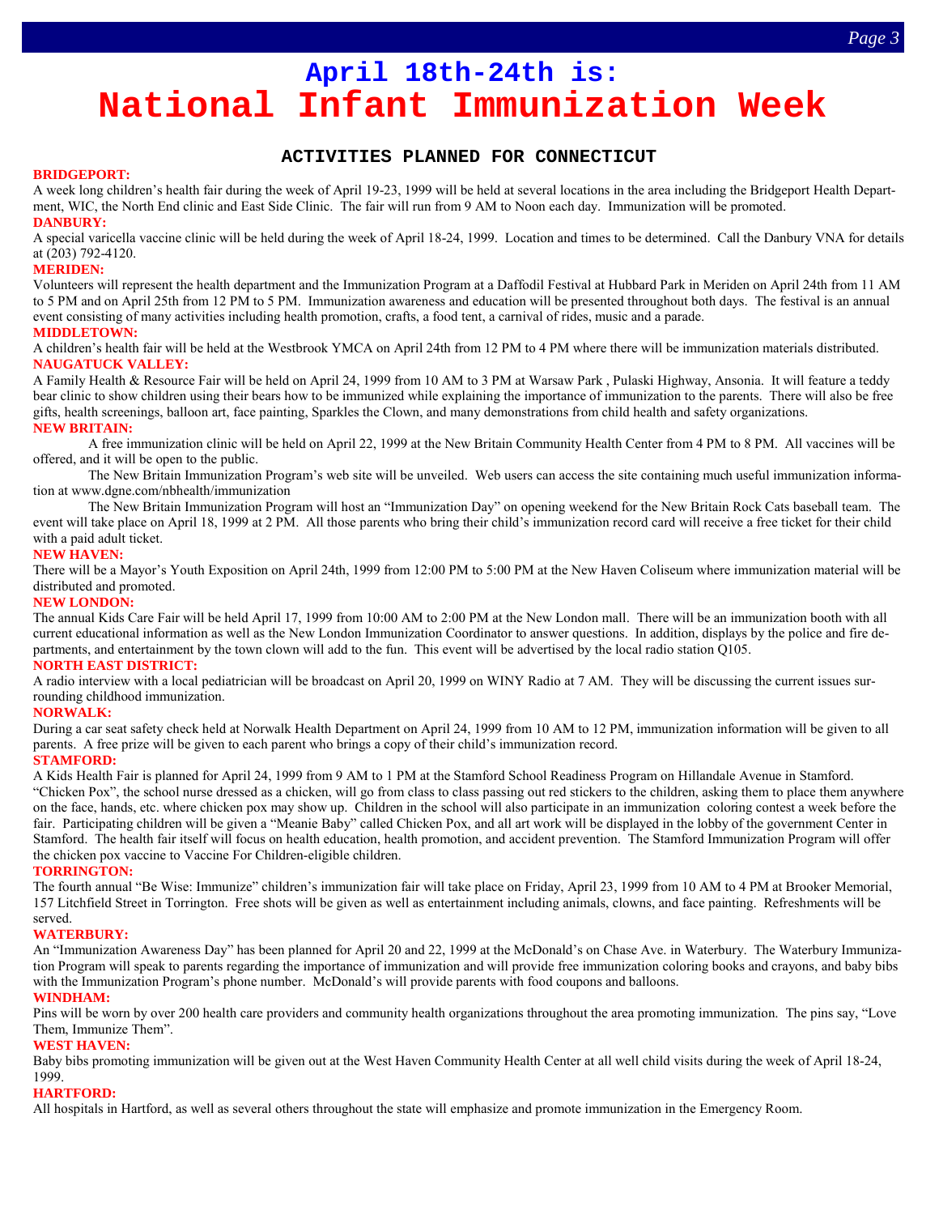# April 18th-24th is:
# National Infant Immunization Week

## ACTIVITIES PLANNED FOR CONNECTICUT

**BRIDGEPORT:**

A week long children's health fair during the week of April 19-23, 1999 will be held at several locations in the area including the Bridgeport Health Department, WIC, the North End clinic and East Side Clinic. The fair will run from 9 AM to Noon each day. Immunization will be promoted.

**DANBURY:**

A special varicella vaccine clinic will be held during the week of April 18-24, 1999. Location and times to be determined. Call the Danbury VNA for details at (203) 792-4120.

**MERIDEN:**

Volunteers will represent the health department and the Immunization Program at a Daffodil Festival at Hubbard Park in Meriden on April 24th from 11 AM to 5 PM and on April 25th from 12 PM to 5 PM. Immunization awareness and education will be presented throughout both days. The festival is an annual event consisting of many activities including health promotion, crafts, a food tent, a carnival of rides, music and a parade.

**MIDDLETOWN:**

A children's health fair will be held at the Westbrook YMCA on April 24th from 12 PM to 4 PM where there will be immunization materials distributed.

**NAUGATUCK VALLEY:**

A Family Health & Resource Fair will be held on April 24, 1999 from 10 AM to 3 PM at Warsaw Park , Pulaski Highway, Ansonia. It will feature a teddy bear clinic to show children using their bears how to be immunized while explaining the importance of immunization to the parents. There will also be free gifts, health screenings, balloon art, face painting, Sparkles the Clown, and many demonstrations from child health and safety organizations.

**NEW BRITAIN:**

A free immunization clinic will be held on April 22, 1999 at the New Britain Community Health Center from 4 PM to 8 PM. All vaccines will be offered, and it will be open to the public.

The New Britain Immunization Program's web site will be unveiled. Web users can access the site containing much useful immunization information at www.dgne.com/nbhealth/immunization

The New Britain Immunization Program will host an "Immunization Day" on opening weekend for the New Britain Rock Cats baseball team. The event will take place on April 18, 1999 at 2 PM. All those parents who bring their child's immunization record card will receive a free ticket for their child with a paid adult ticket.

**NEW HAVEN:**

There will be a Mayor's Youth Exposition on April 24th, 1999 from 12:00 PM to 5:00 PM at the New Haven Coliseum where immunization material will be distributed and promoted.

**NEW LONDON:**

The annual Kids Care Fair will be held April 17, 1999 from 10:00 AM to 2:00 PM at the New London mall. There will be an immunization booth with all current educational information as well as the New London Immunization Coordinator to answer questions. In addition, displays by the police and fire departments, and entertainment by the town clown will add to the fun. This event will be advertised by the local radio station Q105.

**NORTH EAST DISTRICT:**

A radio interview with a local pediatrician will be broadcast on April 20, 1999 on WINY Radio at 7 AM. They will be discussing the current issues surrounding childhood immunization.

**NORWALK:**

During a car seat safety check held at Norwalk Health Department on April 24, 1999 from 10 AM to 12 PM, immunization information will be given to all parents. A free prize will be given to each parent who brings a copy of their child's immunization record.

**STAMFORD:**

A Kids Health Fair is planned for April 24, 1999 from 9 AM to 1 PM at the Stamford School Readiness Program on Hillandale Avenue in Stamford. "Chicken Pox", the school nurse dressed as a chicken, will go from class to class passing out red stickers to the children, asking them to place them anywhere on the face, hands, etc. where chicken pox may show up. Children in the school will also participate in an immunization coloring contest a week before the fair. Participating children will be given a "Meanie Baby" called Chicken Pox, and all art work will be displayed in the lobby of the government Center in Stamford. The health fair itself will focus on health education, health promotion, and accident prevention. The Stamford Immunization Program will offer the chicken pox vaccine to Vaccine For Children-eligible children.

**TORRINGTON:**

The fourth annual "Be Wise: Immunize" children's immunization fair will take place on Friday, April 23, 1999 from 10 AM to 4 PM at Brooker Memorial, 157 Litchfield Street in Torrington. Free shots will be given as well as entertainment including animals, clowns, and face painting. Refreshments will be served.

**WATERBURY:**

An "Immunization Awareness Day" has been planned for April 20 and 22, 1999 at the McDonald's on Chase Ave. in Waterbury. The Waterbury Immunization Program will speak to parents regarding the importance of immunization and will provide free immunization coloring books and crayons, and baby bibs with the Immunization Program's phone number. McDonald's will provide parents with food coupons and balloons.

**WINDHAM:**

Pins will be worn by over 200 health care providers and community health organizations throughout the area promoting immunization. The pins say, "Love Them, Immunize Them".

**WEST HAVEN:**

Baby bibs promoting immunization will be given out at the West Haven Community Health Center at all well child visits during the week of April 18-24, 1999.

**HARTFORD:**

All hospitals in Hartford, as well as several others throughout the state will emphasize and promote immunization in the Emergency Room.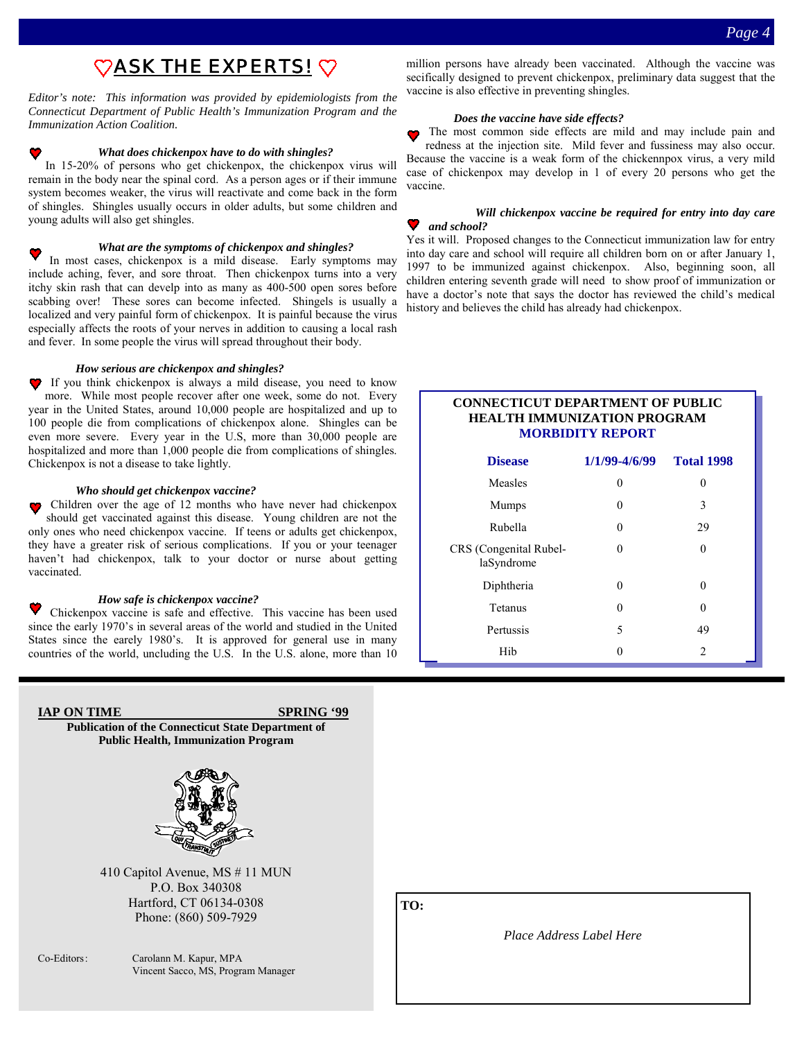# ♡ASK THE EXPERTS! ♡

*Editor's note: This information was provided by epidemiologists from the Connecticut Department of Public Health's Immunization Program and the Immunization Action Coalition.*

***What does chickenpox have to do with shingles?***

In 15-20% of persons who get chickenpox, the chickenpox virus will remain in the body near the spinal cord. As a person ages or if their immune system becomes weaker, the virus will reactivate and come back in the form of shingles. Shingles usually occurs in older adults, but some children and young adults will also get shingles.

***What are the symptoms of chickenpox and shingles?***

In most cases, chickenpox is a mild disease. Early symptoms may include aching, fever, and sore throat. Then chickenpox turns into a very itchy skin rash that can develp into as many as 400-500 open sores before scabbing over! These sores can become infected. Shingels is usually a localized and very painful form of chickenpox. It is painful because the virus especially affects the roots of your nerves in addition to causing a local rash and fever. In some people the virus will spread throughout their body.

***How serious are chickenpox and shingles?***

If you think chickenpox is always a mild disease, you need to know more. While most people recover after one week, some do not. Every year in the United States, around 10,000 people are hospitalized and up to 100 people die from complications of chickenpox alone. Shingles can be even more severe. Every year in the U.S, more than 30,000 people are hospitalized and more than 1,000 people die from complications of shingles. Chickenpox is not a disease to take lightly.

***Who should get chickenpox vaccine?***

Children over the age of 12 months who have never had chickenpox should get vaccinated against this disease. Young children are not the only ones who need chickenpox vaccine. If teens or adults get chickenpox, they have a greater risk of serious complications. If you or your teenager haven't had chickenpox, talk to your doctor or nurse about getting vaccinated.

***How safe is chickenpox vaccine?***

Chickenpox vaccine is safe and effective. This vaccine has been used since the early 1970's in several areas of the world and studied in the United States since the early 1980's. It is approved for general use in many countries of the world, uncluding the U.S. In the U.S. alone, more than 10 million persons have already been vaccinated. Although the vaccine was secifically designed to prevent chickenpox, preliminary data suggest that the vaccine is also effective in preventing shingles.

***Does the vaccine have side effects?***

The most common side effects are mild and may include pain and redness at the injection site. Mild fever and fussiness may also occur. Because the vaccine is a weak form of the chickennpox virus, a very mild case of chickenpox may develop in 1 of every 20 persons who get the vaccine.

***Will chickenpox vaccine be required for entry into day care and school?***

Yes it will. Proposed changes to the Connecticut immunization law for entry into day care and school will require all children born on or after January 1, 1997 to be immunized against chickenpox. Also, beginning soon, all children entering seventh grade will need to show proof of immunization or have a doctor's note that says the doctor has reviewed the child's medical history and believes the child has already had chickenpox.

**CONNECTICUT DEPARTMENT OF PUBLIC HEALTH IMMUNIZATION PROGRAM**
**MORBIDITY REPORT**

| Disease | 1/1/99-4/6/99 | Total 1998 |
|---|---|---|
| Measles | 0 | 0 |
| Mumps | 0 | 3 |
| Rubella | 0 | 29 |
| CRS (Congenital RubellaSyndrome | 0 | 0 |
| Diphtheria | 0 | 0 |
| Tetanus | 0 | 0 |
| Pertussis | 5 | 49 |
| Hib | 0 | 2 |

**IAP ON TIME** **SPRING '99**

**Publication of the Connecticut State Department of Public Health, Immunization Program**

410 Capitol Avenue, MS # 11 MUN
P.O. Box 340308
Hartford, CT 06134-0308
Phone: (860) 509-7929

Co-Editors: Carolann M. Kapur, MPA
Vincent Sacco, MS, Program Manager

**TO:**

*Place Address Label Here*